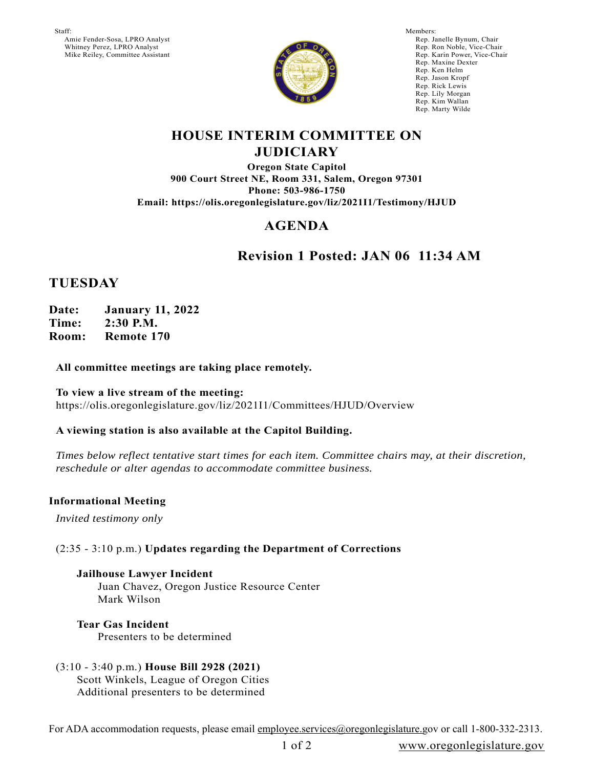Staff:
Amie Fender-Sosa, LPRO Analyst
Whitney Perez, LPRO Analyst
Mike Reiley, Committee Assistant

Members:
Rep. Janelle Bynum, Chair
Rep. Ron Noble, Vice-Chair
Rep. Karin Power, Vice-Chair
Rep. Maxine Dexter
Rep. Ken Helm
Rep. Jason Kropf
Rep. Rick Lewis
Rep. Lily Morgan
Rep. Kim Wallan
Rep. Marty Wilde

# HOUSE INTERIM COMMITTEE ON JUDICIARY

**Oregon State Capitol**
**900 Court Street NE, Room 331, Salem, Oregon 97301**
**Phone: 503-986-1750**
**Email: https://olis.oregonlegislature.gov/liz/2021I1/Testimony/HJUD**

## AGENDA

### Revision 1 Posted: JAN 06 11:34 AM

## TUESDAY

**Date:** **January 11, 2022**
**Time:** **2:30 P.M.**
**Room:** **Remote 170**

**All committee meetings are taking place remotely.**

**To view a live stream of the meeting:**
https://olis.oregonlegislature.gov/liz/2021I1/Committees/HJUD/Overview

**A viewing station is also available at the Capitol Building.**

*Times below reflect tentative start times for each item. Committee chairs may, at their discretion, reschedule or alter agendas to accommodate committee business.*

**Informational Meeting**

*Invited testimony only*

(2:35 - 3:10 p.m.) **Updates regarding the Department of Corrections**

**Jailhouse Lawyer Incident**
Juan Chavez, Oregon Justice Resource Center
Mark Wilson

**Tear Gas Incident**
Presenters to be determined

(3:10 - 3:40 p.m.) **House Bill 2928 (2021)**
Scott Winkels, League of Oregon Cities
Additional presenters to be determined

For ADA accommodation requests, please email employee.services@oregonlegislature.gov or call 1-800-332-2313.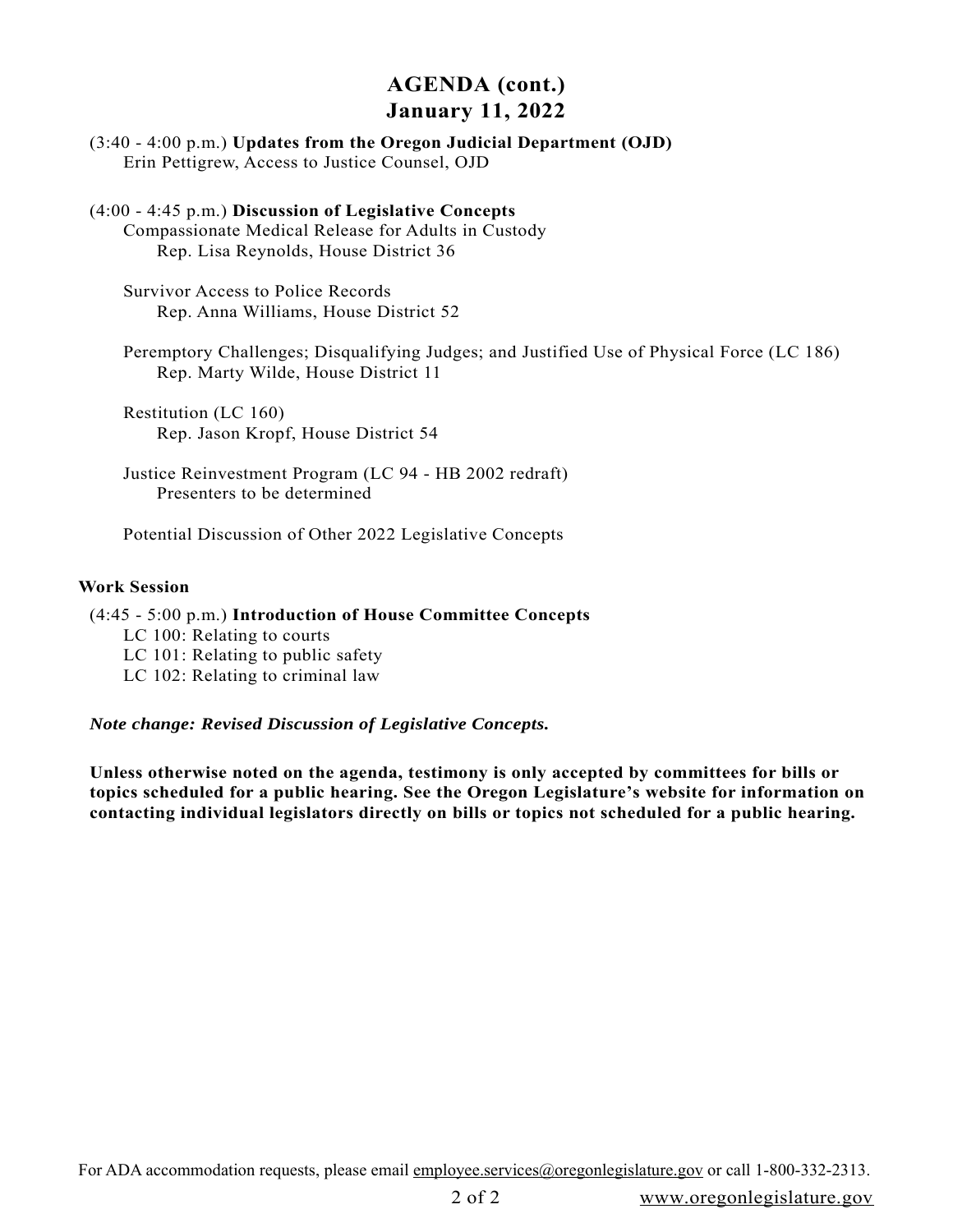# AGENDA (cont.)
## January 11, 2022

(3:40 - 4:00 p.m.) **Updates from the Oregon Judicial Department (OJD)**
Erin Pettigrew, Access to Justice Counsel, OJD

(4:00 - 4:45 p.m.) **Discussion of Legislative Concepts**

Compassionate Medical Release for Adults in Custody
Rep. Lisa Reynolds, House District 36

Survivor Access to Police Records
Rep. Anna Williams, House District 52

Peremptory Challenges; Disqualifying Judges; and Justified Use of Physical Force (LC 186)
Rep. Marty Wilde, House District 11

Restitution (LC 160)
Rep. Jason Kropf, House District 54

Justice Reinvestment Program (LC 94 - HB 2002 redraft)
Presenters to be determined

Potential Discussion of Other 2022 Legislative Concepts

**Work Session**

(4:45 - 5:00 p.m.) **Introduction of House Committee Concepts**
LC 100: Relating to courts
LC 101: Relating to public safety
LC 102: Relating to criminal law

***Note change: Revised Discussion of Legislative Concepts.***

**Unless otherwise noted on the agenda, testimony is only accepted by committees for bills or topics scheduled for a public hearing. See the Oregon Legislature's website for information on contacting individual legislators directly on bills or topics not scheduled for a public hearing.**

For ADA accommodation requests, please email employee.services@oregonlegislature.gov or call 1-800-332-2313.

www.oregonlegislature.gov